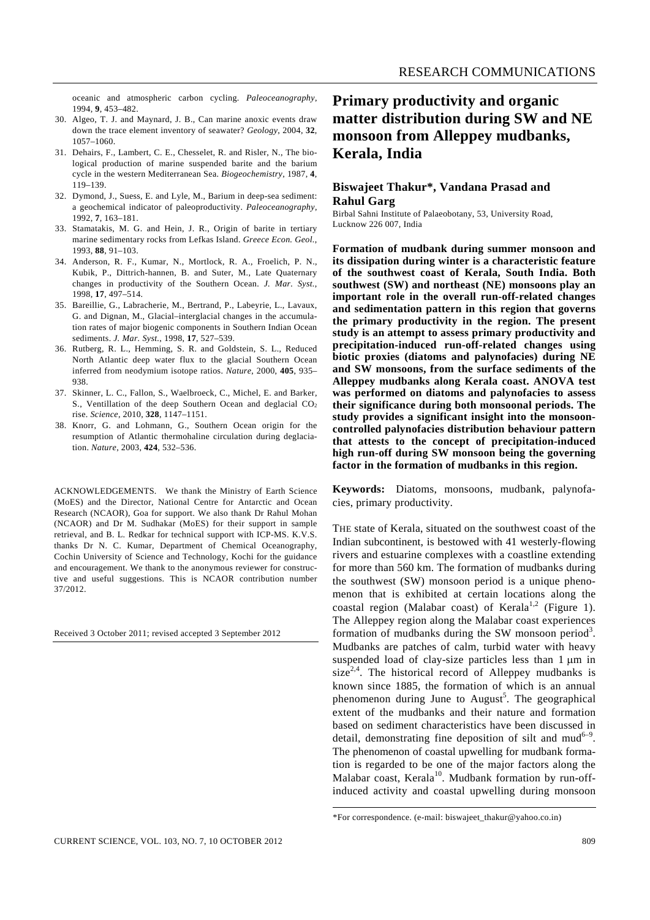oceanic and atmospheric carbon cycling. *Paleoceanography*, 1994, **9**, 453–482.

30. Algeo, T. J. and Maynard, J. B., Can marine anoxic events draw down the trace element inventory of seawater? *Geology*, 2004, **32**, 1057–1060.
31. Dehairs, F., Lambert, C. E., Chesselet, R. and Risler, N., The biological production of marine suspended barite and the barium cycle in the western Mediterranean Sea. *Biogeochemistry*, 1987, **4**, 119–139.
32. Dymond, J., Suess, E. and Lyle, M., Barium in deep-sea sediment: a geochemical indicator of paleoproductivity. *Paleoceanography*, 1992, **7**, 163–181.
33. Stamatakis, M. G. and Hein, J. R., Origin of barite in tertiary marine sedimentary rocks from Lefkas Island. *Greece Econ. Geol.*, 1993, **88**, 91–103.
34. Anderson, R. F., Kumar, N., Mortlock, R. A., Froelich, P. N., Kubik, P., Dittrich-hannen, B. and Suter, M., Late Quaternary changes in productivity of the Southern Ocean. *J. Mar. Syst.*, 1998, **17**, 497–514.
35. Bareillie, G., Labracherie, M., Bertrand, P., Labeyrie, L., Lavaux, G. and Dignan, M., Glacial–interglacial changes in the accumulation rates of major biogenic components in Southern Indian Ocean sediments. *J. Mar. Syst.*, 1998, **17**, 527–539.
36. Rutberg, R. L., Hemming, S. R. and Goldstein, S. L., Reduced North Atlantic deep water flux to the glacial Southern Ocean inferred from neodymium isotope ratios. *Nature*, 2000, **405**, 935–938.
37. Skinner, L. C., Fallon, S., Waelbroeck, C., Michel, E. and Barker, S., Ventillation of the deep Southern Ocean and deglacial $CO_2$ rise. *Science*, 2010, **328**, 1147–1151.
38. Knorr, G. and Lohmann, G., Southern Ocean origin for the resumption of Atlantic thermohaline circulation during deglaciation. *Nature*, 2003, **424**, 532–536.

ACKNOWLEDGEMENTS. We thank the Ministry of Earth Science (MoES) and the Director, National Centre for Antarctic and Ocean Research (NCAOR), Goa for support. We also thank Dr Rahul Mohan (NCAOR) and Dr M. Sudhakar (MoES) for their support in sample retrieval, and B. L. Redkar for technical support with ICP-MS. K.V.S. thanks Dr N. C. Kumar, Department of Chemical Oceanography, Cochin University of Science and Technology, Kochi for the guidance and encouragement. We thank to the anonymous reviewer for constructive and useful suggestions. This is NCAOR contribution number 37/2012.

Received 3 October 2011; revised accepted 3 September 2012

# Primary productivity and organic matter distribution during SW and NE monsoon from Alleppey mudbanks, Kerala, India

**Biswajeet Thakur*, Vandana Prasad and Rahul Garg**

Birbal Sahni Institute of Palaeobotany, 53, University Road, Lucknow 226 007, India

**Formation of mudbank during summer monsoon and its dissipation during winter is a characteristic feature of the southwest coast of Kerala, South India. Both southwest (SW) and northeast (NE) monsoons play an important role in the overall run-off-related changes and sedimentation pattern in this region that governs the primary productivity in the region. The present study is an attempt to assess primary productivity and precipitation-induced run-off-related changes using biotic proxies (diatoms and palynofacies) during NE and SW monsoons, from the surface sediments of the Alleppey mudbanks along Kerala coast. ANOVA test was performed on diatoms and palynofacies to assess their significance during both monsoonal periods. The study provides a significant insight into the monsoon-controlled palynofacies distribution behaviour pattern that attests to the concept of precipitation-induced high run-off during SW monsoon being the governing factor in the formation of mudbanks in this region.**

**Keywords:** Diatoms, monsoons, mudbank, palynofacies, primary productivity.

THE state of Kerala, situated on the southwest coast of the Indian subcontinent, is bestowed with 41 westerly-flowing rivers and estuarine complexes with a coastline extending for more than 560 km. The formation of mudbanks during the southwest (SW) monsoon period is a unique phenomenon that is exhibited at certain locations along the coastal region (Malabar coast) of Kerala[1,2] (Figure 1). The Alleppey region along the Malabar coast experiences formation of mudbanks during the SW monsoon period[3]. Mudbanks are patches of calm, turbid water with heavy suspended load of clay-size particles less than 1 μm in size[2,4]. The historical record of Alleppey mudbanks is known since 1885, the formation of which is an annual phenomenon during June to August[5]. The geographical extent of the mudbanks and their nature and formation based on sediment characteristics have been discussed in detail, demonstrating fine deposition of silt and mud[6–9]. The phenomenon of coastal upwelling for mudbank formation is regarded to be one of the major factors along the Malabar coast, Kerala[10]. Mudbank formation by run-off-induced activity and coastal upwelling during monsoon

*For correspondence. (e-mail: biswajeet_thakur@yahoo.co.in)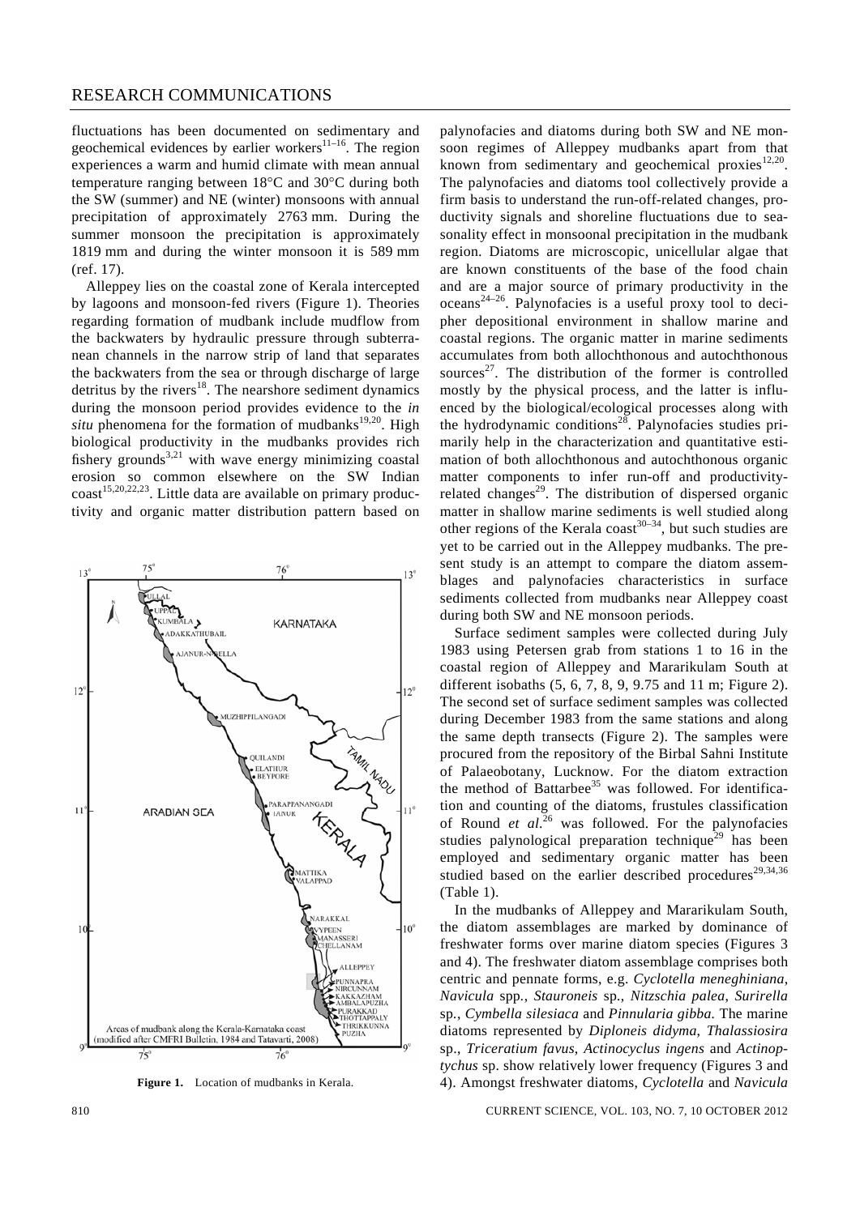fluctuations has been documented on sedimentary and geochemical evidences by earlier workers[11–16]. The region experiences a warm and humid climate with mean annual temperature ranging between 18°C and 30°C during both the SW (summer) and NE (winter) monsoons with annual precipitation of approximately 2763 mm. During the summer monsoon the precipitation is approximately 1819 mm and during the winter monsoon it is 589 mm (ref. 17).

Alleppey lies on the coastal zone of Kerala intercepted by lagoons and monsoon-fed rivers (Figure 1). Theories regarding formation of mudbank include mudflow from the backwaters by hydraulic pressure through subterranean channels in the narrow strip of land that separates the backwaters from the sea or through discharge of large detritus by the rivers[18]. The nearshore sediment dynamics during the monsoon period provides evidence to the *in situ* phenomena for the formation of mudbanks[19,20]. High biological productivity in the mudbanks provides rich fishery grounds[3,21] with wave energy minimizing coastal erosion so common elsewhere on the SW Indian coast[15,20,22,23]. Little data are available on primary productivity and organic matter distribution pattern based on palynofacies and diatoms during both SW and NE monsoon regimes of Alleppey mudbanks apart from that known from sedimentary and geochemical proxies[12,20]. The palynofacies and diatoms tool collectively provide a firm basis to understand the run-off-related changes, productivity signals and shoreline fluctuations due to seasonality effect in monsoonal precipitation in the mudbank region. Diatoms are microscopic, unicellular algae that are known constituents of the base of the food chain and are a major source of primary productivity in the oceans[24–26]. Palynofacies is a useful proxy tool to decipher depositional environment in shallow marine and coastal regions. The organic matter in marine sediments accumulates from both allochthonous and autochthonous sources[27]. The distribution of the former is controlled mostly by the physical process, and the latter is influenced by the biological/ecological processes along with the hydrodynamic conditions[28]. Palynofacies studies primarily help in the characterization and quantitative estimation of both allochthonous and autochthonous organic matter components to infer run-off and productivity-related changes[29]. The distribution of dispersed organic matter in shallow marine sediments is well studied along other regions of the Kerala coast[30–34], but such studies are yet to be carried out in the Alleppey mudbanks. The present study is an attempt to compare the diatom assemblages and palynofacies characteristics in surface sediments collected from mudbanks near Alleppey coast during both SW and NE monsoon periods.

Figure 1. Location of mudbanks in Kerala.

Surface sediment samples were collected during July 1983 using Petersen grab from stations 1 to 16 in the coastal region of Alleppey and Mararikulam South at different isobaths (5, 6, 7, 8, 9, 9.75 and 11 m; Figure 2). The second set of surface sediment samples was collected during December 1983 from the same stations and along the same depth transects (Figure 2). The samples were procured from the repository of the Birbal Sahni Institute of Palaeobotany, Lucknow. For the diatom extraction the method of Battarbee[35] was followed. For identification and counting of the diatoms, frustules classification of Round *et al.*[26] was followed. For the palynofacies studies palynological preparation technique[29] has been employed and sedimentary organic matter has been studied based on the earlier described procedures[29,34,36] (Table 1).

In the mudbanks of Alleppey and Mararikulam South, the diatom assemblages are marked by dominance of freshwater forms over marine diatom species (Figures 3 and 4). The freshwater diatom assemblage comprises both centric and pennate forms, e.g. *Cyclotella meneghiniana*, *Navicula* spp., *Stauroneis* sp., *Nitzschia palea*, *Surirella* sp., *Cymbella silesiaca* and *Pinnularia gibba*. The marine diatoms represented by *Diploneis didyma*, *Thalassiosira* sp., *Triceratium favus*, *Actinocyclus ingens* and *Actinoptychus* sp. show relatively lower frequency (Figures 3 and 4). Amongst freshwater diatoms, *Cyclotella* and *Navicula*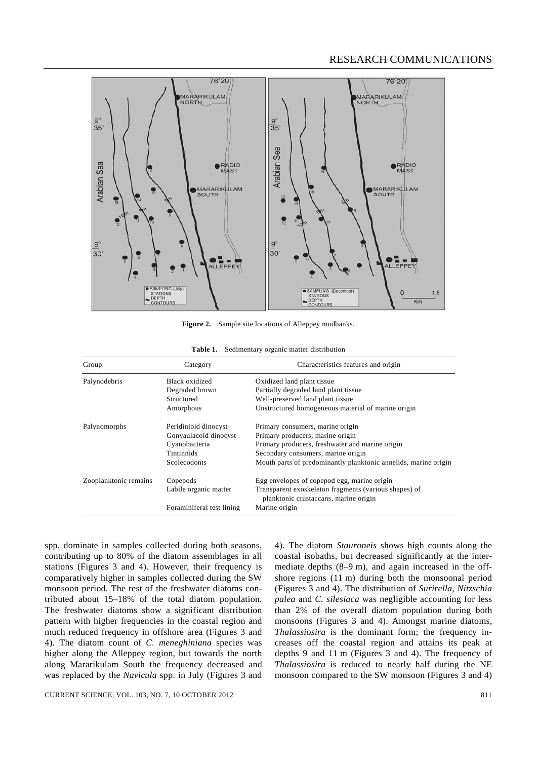Figure 2. Sample site locations of Alleppey mudbanks.

Table 1. Sedimentary organic matter distribution

| Group | Category | Characteristics features and origin |
|---|---|---|
| Palynodebris | Black oxidized | Oxidized land plant tissue |
| | Degraded brown | Partially degraded land plant tissue |
| | Structured | Well-preserved land plant tissue |
| | Amorphous | Unstructured homogeneous material of marine origin |
| Palynomorphs | Peridinioid dinocyst | Primary consumers, marine origin |
| | Gonyaulacoid dinocyst | Primary producers, marine origin |
| | Cyanobacteria | Primary producers, freshwater and marine origin |
| | Tintinnids | Secondary consumers, marine origin |
| | Scolecodonts | Mouth parts of predominantly planktonic annelids, marine origin |
| Zooplanktonic remains | Copepods | Egg envelopes of copepod egg, marine origin |
| | Labile organic matter | Transparent exoskeleton fragments (various shapes) of planktonic crustaccans, marine origin |
| | Foraminiferal test lining | Marine origin |

spp. dominate in samples collected during both seasons, contributing up to 80% of the diatom assemblages in all stations (Figures 3 and 4). However, their frequency is comparatively higher in samples collected during the SW monsoon period. The rest of the freshwater diatoms contributed about 15–18% of the total diatom population. The freshwater diatoms show a significant distribution pattern with higher frequencies in the coastal region and much reduced frequency in offshore area (Figures 3 and 4). The diatom count of *C. meneghiniana* species was higher along the Alleppey region, but towards the north along Mararikulam South the frequency decreased and was replaced by the *Navicula* spp. in July (Figures 3 and 4). The diatom *Stauroneis* shows high counts along the coastal isobaths, but decreased significantly at the intermediate depths (8–9 m), and again increased in the offshore regions (11 m) during both the monsoonal period (Figures 3 and 4). The distribution of *Surirella*, *Nitzschia palea* and *C. silesiaca* was negligible accounting for less than 2% of the overall diatom population during both monsoons (Figures 3 and 4). Amongst marine diatoms, *Thalassiosira* is the dominant form; the frequency increases off the coastal region and attains its peak at depths 9 and 11 m (Figures 3 and 4). The frequency of *Thalassiosira* is reduced to nearly half during the NE monsoon compared to the SW monsoon (Figures 3 and 4)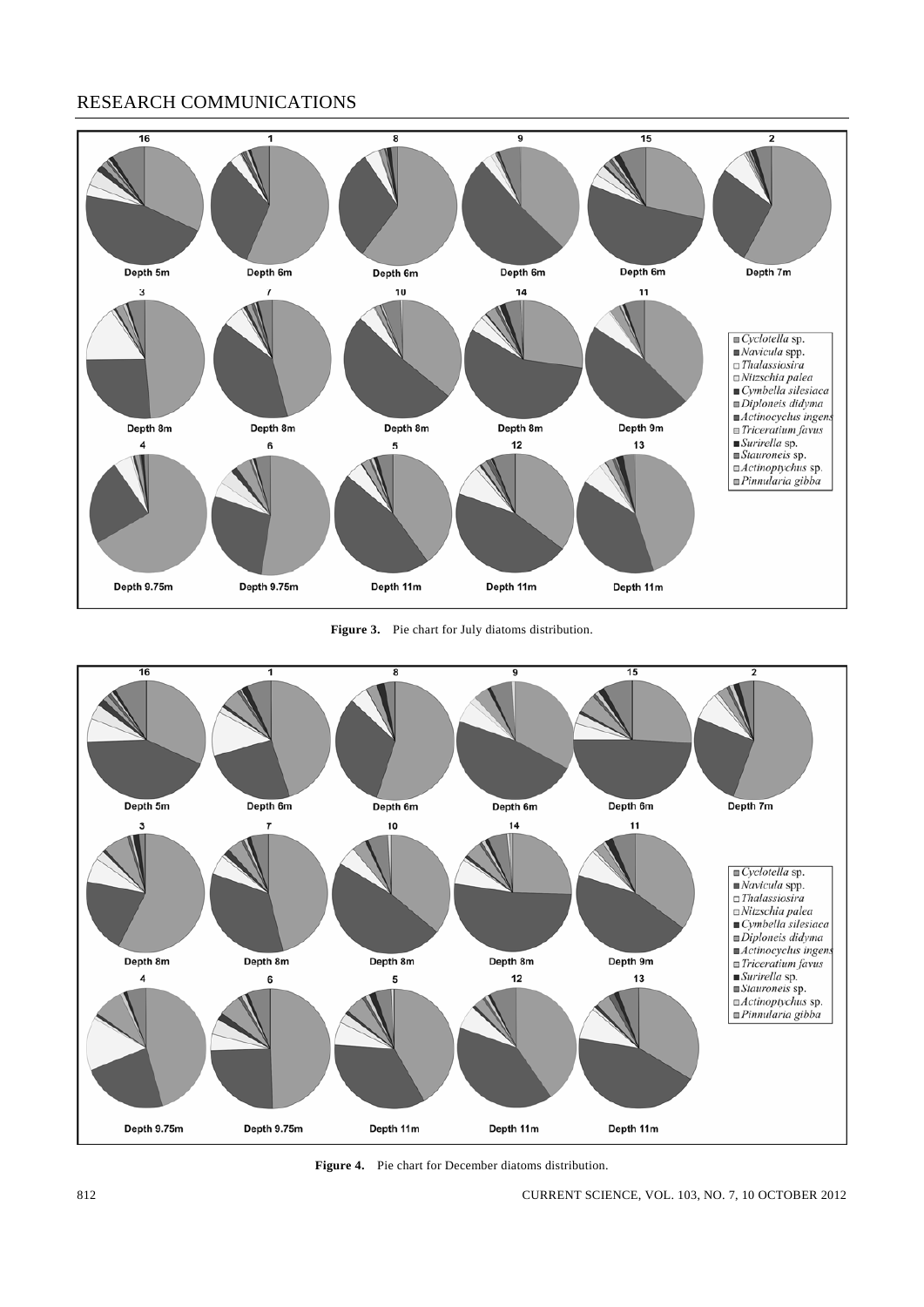Figure 3. Pie chart for July diatoms distribution.

Figure 4. Pie chart for December diatoms distribution.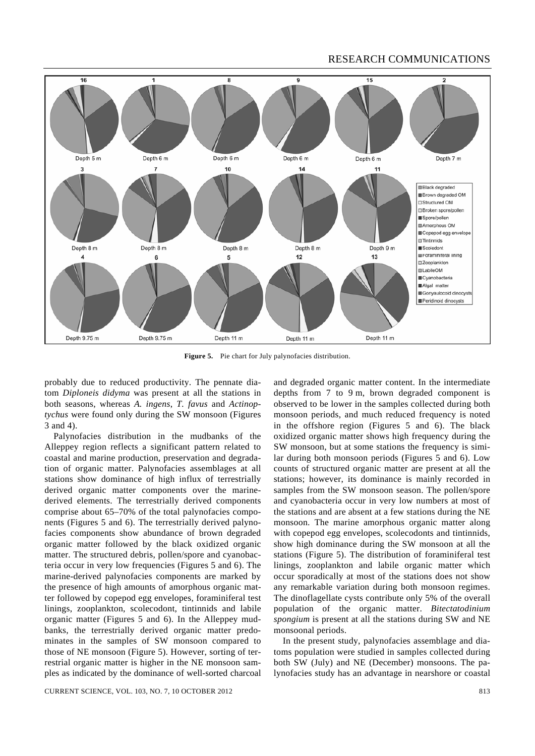Figure 5. Pie chart for July palynofacies distribution.

probably due to reduced productivity. The pennate diatom *Diploneis didyma* was present at all the stations in both seasons, whereas *A. ingens*, *T. favus* and *Actinoptychus* were found only during the SW monsoon (Figures 3 and 4).

Palynofacies distribution in the mudbanks of the Alleppey region reflects a significant pattern related to coastal and marine production, preservation and degradation of organic matter. Palynofacies assemblages at all stations show dominance of high influx of terrestrially derived organic matter components over the marine-derived elements. The terrestrially derived components comprise about 65–70% of the total palynofacies components (Figures 5 and 6). The terrestrially derived palynofacies components show abundance of brown degraded organic matter followed by the black oxidized organic matter. The structured debris, pollen/spore and cyanobacteria occur in very low frequencies (Figures 5 and 6). The marine-derived palynofacies components are marked by the presence of high amounts of amorphous organic matter followed by copepod egg envelopes, foraminiferal test linings, zooplankton, scolecodont, tintinnids and labile organic matter (Figures 5 and 6). In the Alleppey mudbanks, the terrestrially derived organic matter predominates in the samples of SW monsoon compared to those of NE monsoon (Figure 5). However, sorting of terrestrial organic matter is higher in the NE monsoon samples as indicated by the dominance of well-sorted charcoal and degraded organic matter content. In the intermediate depths from 7 to 9 m, brown degraded component is observed to be lower in the samples collected during both monsoon periods, and much reduced frequency is noted in the offshore region (Figures 5 and 6). The black oxidized organic matter shows high frequency during the SW monsoon, but at some stations the frequency is similar during both monsoon periods (Figures 5 and 6). Low counts of structured organic matter are present at all the stations; however, its dominance is mainly recorded in samples from the SW monsoon season. The pollen/spore and cyanobacteria occur in very low numbers at most of the stations and are absent at a few stations during the NE monsoon. The marine amorphous organic matter along with copepod egg envelopes, scolecodonts and tintinnids, show high dominance during the SW monsoon at all the stations (Figure 5). The distribution of foraminiferal test linings, zooplankton and labile organic matter which occur sporadically at most of the stations does not show any remarkable variation during both monsoon regimes. The dinoflagellate cysts contribute only 5% of the overall population of the organic matter. *Bitectatodinium spongium* is present at all the stations during SW and NE monsoonal periods.

In the present study, palynofacies assemblage and diatoms population were studied in samples collected during both SW (July) and NE (December) monsoons. The palynofacies study has an advantage in nearshore or coastal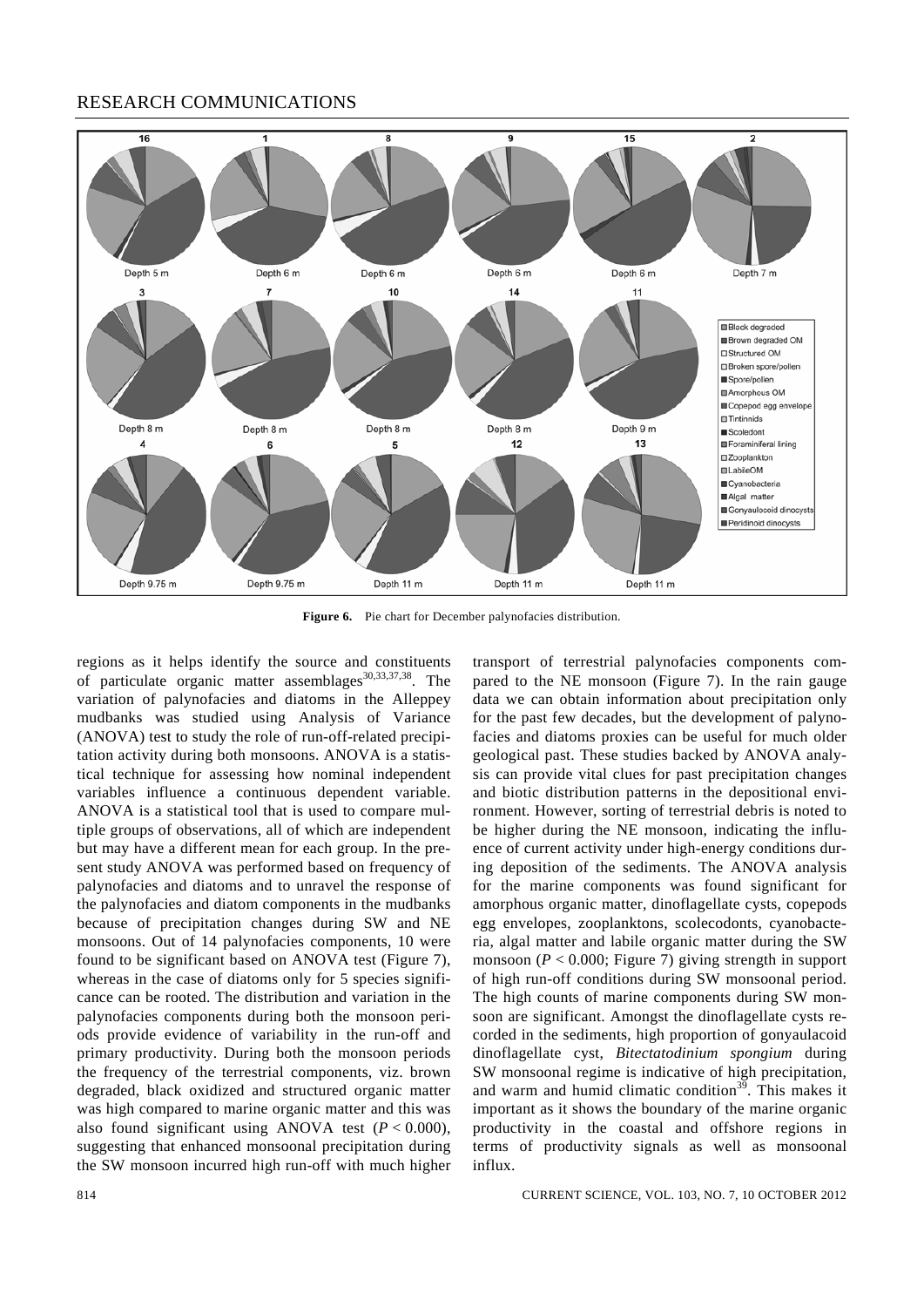**Figure 6.** Pie chart for December palynofacies distribution.

regions as it helps identify the source and constituents of particulate organic matter assemblages[30,33,37,38]. The variation of palynofacies and diatoms in the Alleppey mudbanks was studied using Analysis of Variance (ANOVA) test to study the role of run-off-related precipitation activity during both monsoons. ANOVA is a statistical technique for assessing how nominal independent variables influence a continuous dependent variable. ANOVA is a statistical tool that is used to compare multiple groups of observations, all of which are independent but may have a different mean for each group. In the present study ANOVA was performed based on frequency of palynofacies and diatoms and to unravel the response of the palynofacies and diatom components in the mudbanks because of precipitation changes during SW and NE monsoons. Out of 14 palynofacies components, 10 were found to be significant based on ANOVA test (Figure 7), whereas in the case of diatoms only for 5 species significance can be rooted. The distribution and variation in the palynofacies components during both the monsoon periods provide evidence of variability in the run-off and primary productivity. During both the monsoon periods the frequency of the terrestrial components, viz. brown degraded, black oxidized and structured organic matter was high compared to marine organic matter and this was also found significant using ANOVA test ($P < 0.000$), suggesting that enhanced monsoonal precipitation during the SW monsoon incurred high run-off with much higher transport of terrestrial palynofacies components compared to the NE monsoon (Figure 7). In the rain gauge data we can obtain information about precipitation only for the past few decades, but the development of palynofacies and diatoms proxies can be useful for much older geological past. These studies backed by ANOVA analysis can provide vital clues for past precipitation changes and biotic distribution patterns in the depositional environment. However, sorting of terrestrial debris is noted to be higher during the NE monsoon, indicating the influence of current activity under high-energy conditions during deposition of the sediments. The ANOVA analysis for the marine components was found significant for amorphous organic matter, dinoflagellate cysts, copepods egg envelopes, zooplanktons, scolecodonts, cyanobacteria, algal matter and labile organic matter during the SW monsoon ($P < 0.000$; Figure 7) giving strength in support of high run-off conditions during SW monsoonal period. The high counts of marine components during SW monsoon are significant. Amongst the dinoflagellate cysts recorded in the sediments, high proportion of gonyaulacoid dinoflagellate cyst, *Bitectatodinium spongium* during SW monsoonal regime is indicative of high precipitation, and warm and humid climatic condition[39]. This makes it important as it shows the boundary of the marine organic productivity in the coastal and offshore regions in terms of productivity signals as well as monsoonal influx.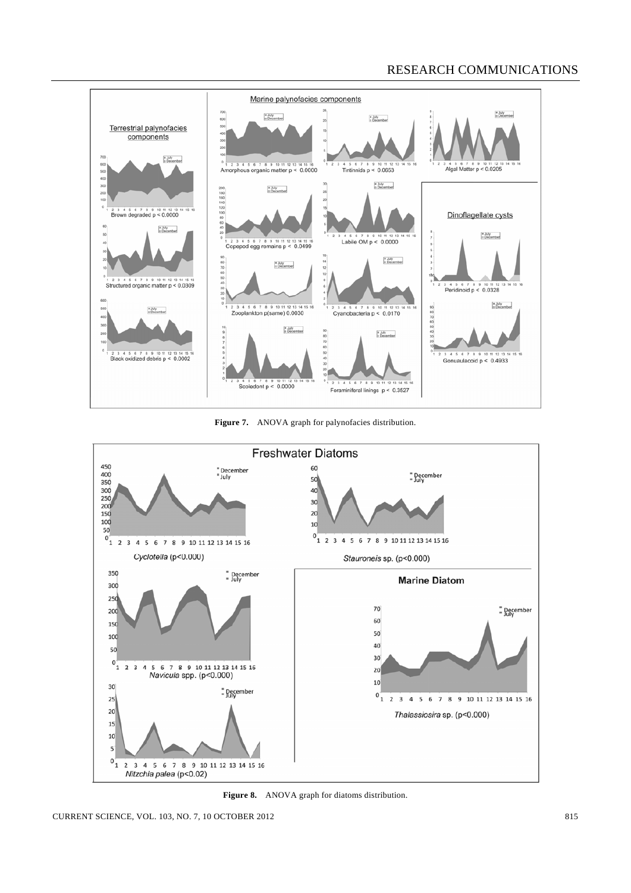**Figure 7.** ANOVA graph for palynofacies distribution.

**Figure 8.** ANOVA graph for diatoms distribution.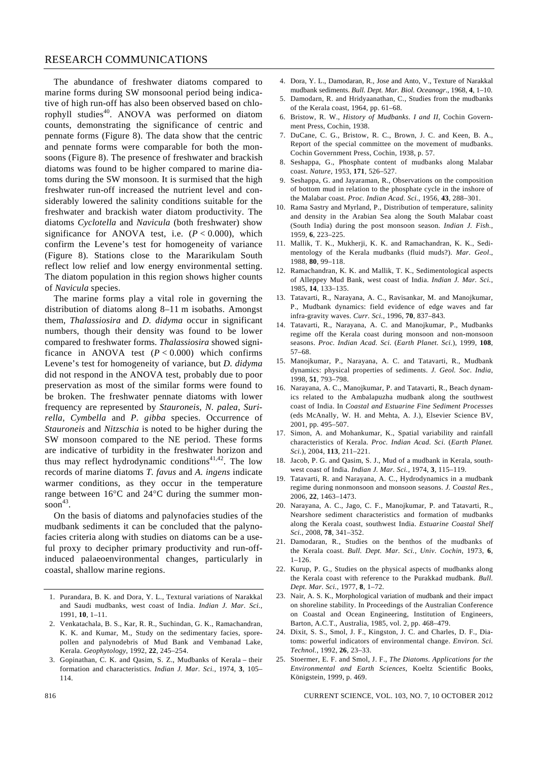The abundance of freshwater diatoms compared to marine forms during SW monsoonal period being indicative of high run-off has also been observed based on chlorophyll studies[40]. ANOVA was performed on diatom counts, demonstrating the significance of centric and pennate forms (Figure 8). The data show that the centric and pennate forms were comparable for both the monsoons (Figure 8). The presence of freshwater and brackish diatoms was found to be higher compared to marine diatoms during the SW monsoon. It is surmised that the high freshwater run-off increased the nutrient level and considerably lowered the salinity conditions suitable for the freshwater and brackish water diatom productivity. The diatoms *Cyclotella* and *Navicula* (both freshwater) show significance for ANOVA test, i.e. ($P < 0.000$), which confirm the Levene's test for homogeneity of variance (Figure 8). Stations close to the Mararikulam South reflect low relief and low energy environmental setting. The diatom population in this region shows higher counts of *Navicula* species.

The marine forms play a vital role in governing the distribution of diatoms along 8–11 m isobaths. Amongst them, *Thalassiosira* and *D. didyma* occur in significant numbers, though their density was found to be lower compared to freshwater forms. *Thalassiosira* showed significance in ANOVA test ($P < 0.000$) which confirms Levene's test for homogeneity of variance, but *D. didyma* did not respond in the ANOVA test, probably due to poor preservation as most of the similar forms were found to be broken. The freshwater pennate diatoms with lower frequency are represented by *Stauroneis*, *N. palea*, *Surirella*, *Cymbella* and *P. gibba* species. Occurrence of *Stauroneis* and *Nitzschia* is noted to be higher during the SW monsoon compared to the NE period. These forms are indicative of turbidity in the freshwater horizon and thus may reflect hydrodynamic conditions[41,42]. The low records of marine diatoms *T. favus* and *A. ingens* indicate warmer conditions, as they occur in the temperature range between 16°C and 24°C during the summer monsoon[43].

On the basis of diatoms and palynofacies studies of the mudbank sediments it can be concluded that the palynofacies criteria along with studies on diatoms can be a useful proxy to decipher primary productivity and run-off-induced palaeoenvironmental changes, particularly in coastal, shallow marine regions.

1. Purandara, B. K. and Dora, Y. L., Textural variations of Narakkal and Saudi mudbanks, west coast of India. *Indian J. Mar. Sci.*, 1991, **10**, 1–11.
2. Venkatachala, B. S., Kar, R. R., Suchindan, G. K., Ramachandran, K. K. and Kumar, M., Study on the sedimentary facies, spore-pollen and palynodebris of Mud Bank and Vembanad Lake, Kerala. *Geophytology*, 1992, **22**, 245–254.
3. Gopinathan, C. K. and Qasim, S. Z., Mudbanks of Kerala – their formation and characteristics. *Indian J. Mar. Sci.*, 1974, **3**, 105–114.
4. Dora, Y. L., Damodaran, R., Jose and Anto, V., Texture of Narakkal mudbank sediments. *Bull. Dept. Mar. Biol. Oceanogr.*, 1968, **4**, 1–10.
5. Damodarn, R. and Hridyaanathan, C., Studies from the mudbanks of the Kerala coast, 1964, pp. 61–68.
6. Bristow, R. W., *History of Mudbanks. I and II*, Cochin Government Press, Cochin, 1938.
7. DuCane, C. G., Bristow, R. C., Brown, J. C. and Keen, B. A., Report of the special committee on the movement of mudbanks. Cochin Government Press, Cochin, 1938, p. 57.
8. Seshappa, G., Phosphate content of mudbanks along Malabar coast. *Nature*, 1953, **171**, 526–527.
9. Seshappa, G. and Jayaraman, R., Observations on the composition of bottom mud in relation to the phosphate cycle in the inshore of the Malabar coast. *Proc. Indian Acad. Sci.*, 1956, **43**, 288–301.
10. Rama Sastry and Myrland, P., Distribution of temperature, salinity and density in the Arabian Sea along the South Malabar coast (South India) during the post monsoon season. *Indian J. Fish.*, 1959, **6**, 223–225.
11. Mallik, T. K., Mukherji, K. K. and Ramachandran, K. K., Sedimentology of the Kerala mudbanks (fluid muds?). *Mar. Geol.*, 1988, **80**, 99–118.
12. Ramachandran, K. K. and Mallik, T. K., Sedimentological aspects of Alleppey Mud Bank, west coast of India. *Indian J. Mar. Sci.*, 1985, **14**, 133–135.
13. Tatavarti, R., Narayana, A. C., Ravisankar, M. and Manojkumar, P., Mudbank dynamics: field evidence of edge waves and far infra-gravity waves. *Curr. Sci.*, 1996, **70**, 837–843.
14. Tatavarti, R., Narayana, A. C. and Manojkumar, P., Mudbanks regime off the Kerala coast during monsoon and non-monsoon seasons. *Proc. Indian Acad. Sci.* (*Earth Planet. Sci.*), 1999, **108**, 57–68.
15. Manojkumar, P., Narayana, A. C. and Tatavarti, R., Mudbank dynamics: physical properties of sediments. *J. Geol. Soc. India*, 1998, **51**, 793–798.
16. Narayana, A. C., Manojkumar, P. and Tatavarti, R., Beach dynamics related to the Ambalapuzha mudbank along the southwest coast of India. In *Coastal and Estuarine Fine Sediment Processes* (eds McAnally, W. H. and Mehta, A. J.), Elsevier Science BV, 2001, pp. 495–507.
17. Simon, A. and Mohankumar, K., Spatial variability and rainfall characteristics of Kerala. *Proc. Indian Acad. Sci.* (*Earth Planet. Sci.*), 2004, **113**, 211–221.
18. Jacob, P. G. and Qasim, S. J., Mud of a mudbank in Kerala, southwest coast of India. *Indian J. Mar. Sci.*, 1974, **3**, 115–119.
19. Tatavarti, R. and Narayana, A. C., Hydrodynamics in a mudbank regime during nonmonsoon and monsoon seasons. *J. Coastal Res.*, 2006, **22**, 1463–1473.
20. Narayana, A. C., Jago, C. F., Manojkumar, P. and Tatavarti, R., Nearshore sediment characteristics and formation of mudbanks along the Kerala coast, southwest India. *Estuarine Coastal Shelf Sci.*, 2008, **78**, 341–352.
21. Damodaran, R., Studies on the benthos of the mudbanks of the Kerala coast. *Bull. Dept. Mar. Sci., Univ. Cochin*, 1973, **6**, 1–126.
22. Kurup, P. G., Studies on the physical aspects of mudbanks along the Kerala coast with reference to the Purakkad mudbank. *Bull. Dept. Mar. Sci.*, 1977, **8**, 1–72.
23. Nair, A. S. K., Morphological variation of mudbank and their impact on shoreline stability. In Proceedings of the Australian Conference on Coastal and Ocean Engineering, Institution of Engineers, Barton, A.C.T., Australia, 1985, vol. 2, pp. 468–479.
24. Dixit, S. S., Smol, J. F., Kingston, J. C. and Charles, D. F., Diatoms: powerful indicators of environmental change. *Environ. Sci. Technol.*, 1992, **26**, 23–33.
25. Stoermer, E. F. and Smol, J. F., *The Diatoms. Applications for the Environmental and Earth Sciences*, Koeltz Scientific Books, Königstein, 1999, p. 469.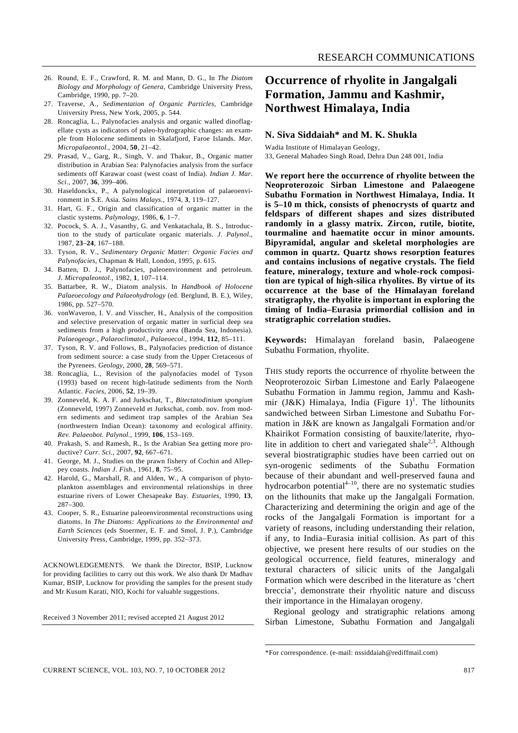26. Round, E. F., Crawford, R. M. and Mann, D. G., In *The Diatom Biology and Morphology of Genera*, Cambridge University Press, Cambridge, 1990, pp. 7–20.
27. Traverse, A., *Sedimentation of Organic Particles*, Cambridge University Press, New York, 2005, p. 544.
28. Roncaglia, L., Palynofacies analysis and organic walled dinoflagellate cysts as indicators of paleo-hydrographic changes: an example from Holocene sediments in Skalafjord, Faroe Islands. *Mar. Micropalaeontol.*, 2004, **50**, 21–42.
29. Prasad, V., Garg, R., Singh, V. and Thakur, B., Organic matter distribution in Arabian Sea: Palynofacies analysis from the surface sediments off Karawar coast (west coast of India). *Indian J. Mar. Sci.*, 2007, **36**, 399–406.
30. Haseldonckx, P., A palynological interpretation of palaeoenvironment in S.E. Asia. *Sains Malays.*, 1974, **3**, 119–127.
31. Hart, G. F., Origin and classification of organic matter in the clastic systems. *Palynology*, 1986, **6**, 1–7.
32. Pocock, S. A. J., Vasanthy, G. and Venkatachala, B. S., Introduction to the study of particulate organic materials. *J. Palynol.*, 1987, **23**–**24**, 167–188.
33. Tyson, R. V., *Sedimentary Organic Matter: Organic Facies and Palynofacies*, Chapman & Hall, London, 1995, p. 615.
34. Batten, D. J., Palynofacies, paleoenvironment and petroleum. *J. Micropalaeontol.*, 1982, **1**, 107–114.
35. Battarbee, R. W., Diatom analysis. In *Handbook of Holocene Palaeoecology and Palaeohydrology* (ed. Berglund, B. E.), Wiley, 1986, pp. 527–570.
36. vonWaveron, I. V. and Visscher, H., Analysis of the composition and selective preservation of organic matter in surficial deep sea sediments from a high productivity area (Banda Sea, Indonesia). *Palaeogeogr., Palaeoclimatol., Palaeoecol.*, 1994, **112**, 85–111.
37. Tyson, R. V. and Follows, B., Palynofacies prediction of distance from sediment source: a case study from the Upper Cretaceous of the Pyrenees. *Geology*, 2000, **28**, 569–571.
38. Roncaglia, L., Revision of the palynofacies model of Tyson (1993) based on recent high-latitude sediments from the North Atlantic. *Facies*, 2006, **52**, 19–39.
39. Zonneveld, K. A. F. and Jurkschat, T., *Bitectatodinium spongium* (Zonneveld, 1997) Zonneveld et Jurkschat, comb. nov. from modern sediments and sediment trap samples of the Arabian Sea (northwestern Indian Ocean): taxonomy and ecological affinity. *Rev. Palaeobot. Palynol.*, 1999, **106**, 153–169.
40. Prakash, S. and Ramesh, R., Is the Arabian Sea getting more productive? *Curr. Sci.*, 2007, **92**, 667–671.
41. George, M. J., Studies on the prawn fishery of Cochin and Alleppey coasts. *Indian J. Fish.*, 1961, **8**, 75–95.
42. Harold, G., Marshall, R. and Alden, W., A comparison of phytoplankton assemblages and environmental relationships in three estuarine rivers of Lower Chesapeake Bay. *Estuaries*, 1990, **13**, 287–300.
43. Cooper, S. R., Estuarine paleoenvironmental reconstructions using diatoms. In *The Diatoms: Applications to the Environmental and Earth Sciences* (eds Stoermer, E. F. and Smol, J. P.), Cambridge University Press, Cambridge, 1999, pp. 352–373.

ACKNOWLEDGEMENTS. We thank the Director, BSIP, Lucknow for providing facilities to carry out this work. We also thank Dr Madhav Kumar, BSIP, Lucknow for providing the samples for the present study and Mr Kusum Karati, NIO, Kochi for valuable suggestions.

Received 3 November 2011; revised accepted 21 August 2012

# Occurrence of rhyolite in Jangalgali Formation, Jammu and Kashmir, Northwest Himalaya, India

**N. Siva Siddaiah\* and M. K. Shukla**

Wadia Institute of Himalayan Geology,
33, General Mahadeo Singh Road, Dehra Dun 248 001, India

**We report here the occurrence of rhyolite between the Neoproterozoic Sirban Limestone and Palaeogene Subathu Formation in Northwest Himalaya, India. It is 5–10 m thick, consists of phenocrysts of quartz and feldspars of different shapes and sizes distributed randomly in a glassy matrix. Zircon, rutile, biotite, tourmaline and haematite occur in minor amounts. Bipyramidal, angular and skeletal morphologies are common in quartz. Quartz shows resorption features and contains inclusions of negative crystals. The field feature, mineralogy, texture and whole-rock composition are typical of high-silica rhyolites. By virtue of its occurrence at the base of the Himalayan foreland stratigraphy, the rhyolite is important in exploring the timing of India–Eurasia primordial collision and in stratigraphic correlation studies.**

**Keywords:** Himalayan foreland basin, Palaeogene Subathu Formation, rhyolite.

THIS study reports the occurrence of rhyolite between the Neoproterozoic Sirban Limestone and Early Palaeogene Subathu Formation in Jammu region, Jammu and Kashmir (J&K) Himalaya, India (Figure 1)[1]. The lithounits sandwiched between Sirban Limestone and Subathu Formation in J&K are known as Jangalgali Formation and/or Khairikot Formation consisting of bauxite/laterite, rhyolite in addition to chert and variegated shale[2,3]. Although several biostratigraphic studies have been carried out on syn-orogenic sediments of the Subathu Formation because of their abundant and well-preserved fauna and hydrocarbon potential[4–10], there are no systematic studies on the lithounits that make up the Jangalgali Formation. Characterizing and determining the origin and age of the rocks of the Jangalgali Formation is important for a variety of reasons, including understanding their relation, if any, to India–Eurasia initial collision. As part of this objective, we present here results of our studies on the geological occurrence, field features, mineralogy and textural characters of silicic units of the Jangalgali Formation which were described in the literature as 'chert breccia', demonstrate their rhyolitic nature and discuss their importance in the Himalayan orogeny.

Regional geology and stratigraphic relations among Sirban Limestone, Subathu Formation and Jangalgali

\*For correspondence. (e-mail: nssiddaiah@rediffmail.com)